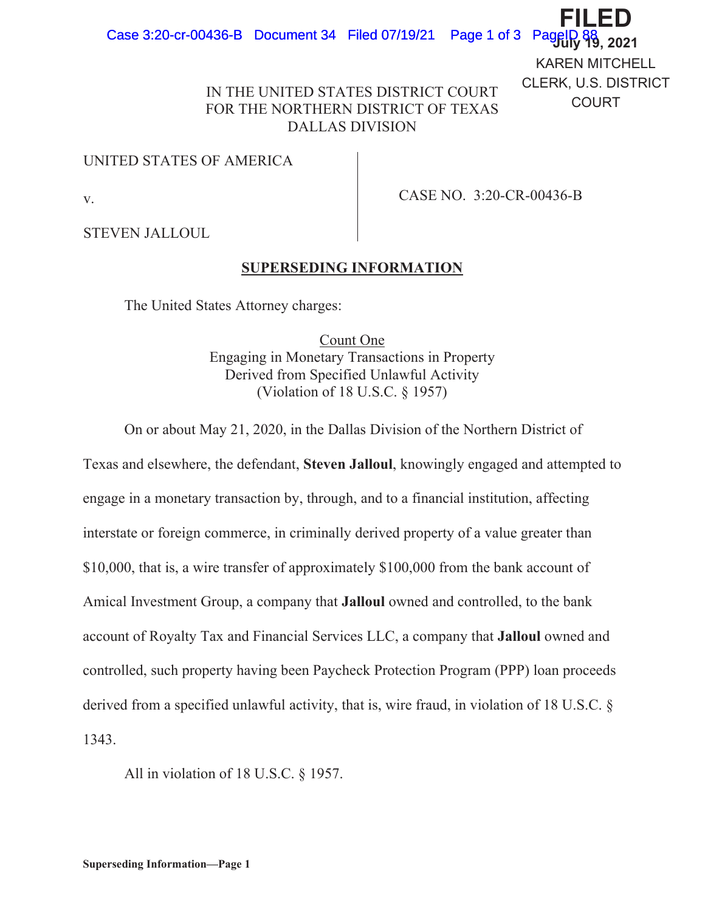FILED
July 19, 2021
KAREN MITCHELL
CLERK, U.S. DISTRICT COURT

IN THE UNITED STATES DISTRICT COURT
FOR THE NORTHERN DISTRICT OF TEXAS
DALLAS DIVISION

UNITED STATES OF AMERICA

v.

STEVEN JALLOUL

CASE NO. 3:20-CR-00436-B

## SUPERSEDING INFORMATION

The United States Attorney charges:

### Count One
Engaging in Monetary Transactions in Property Derived from Specified Unlawful Activity
(Violation of 18 U.S.C. § 1957)

On or about May 21, 2020, in the Dallas Division of the Northern District of Texas and elsewhere, the defendant, **Steven Jalloul**, knowingly engaged and attempted to engage in a monetary transaction by, through, and to a financial institution, affecting interstate or foreign commerce, in criminally derived property of a value greater than $10,000, that is, a wire transfer of approximately $100,000 from the bank account of Amical Investment Group, a company that **Jalloul** owned and controlled, to the bank account of Royalty Tax and Financial Services LLC, a company that **Jalloul** owned and controlled, such property having been Paycheck Protection Program (PPP) loan proceeds derived from a specified unlawful activity, that is, wire fraud, in violation of 18 U.S.C. § 1343.

All in violation of 18 U.S.C. § 1957.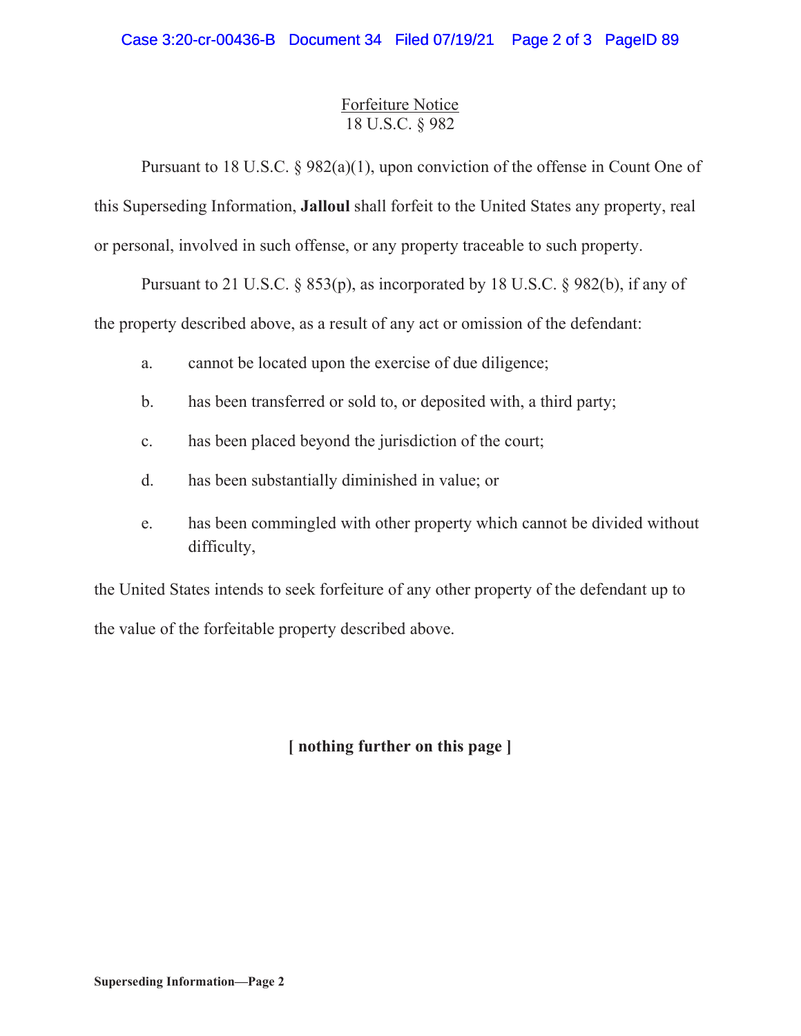<u>Forfeiture Notice</u>
18 U.S.C. § 982

Pursuant to 18 U.S.C. § 982(a)(1), upon conviction of the offense in Count One of this Superseding Information, **Jalloul** shall forfeit to the United States any property, real or personal, involved in such offense, or any property traceable to such property.

Pursuant to 21 U.S.C. § 853(p), as incorporated by 18 U.S.C. § 982(b), if any of the property described above, as a result of any act or omission of the defendant:

a. cannot be located upon the exercise of due diligence;

b. has been transferred or sold to, or deposited with, a third party;

c. has been placed beyond the jurisdiction of the court;

d. has been substantially diminished in value; or

e. has been commingled with other property which cannot be divided without difficulty,

the United States intends to seek forfeiture of any other property of the defendant up to the value of the forfeitable property described above.

**[ nothing further on this page ]**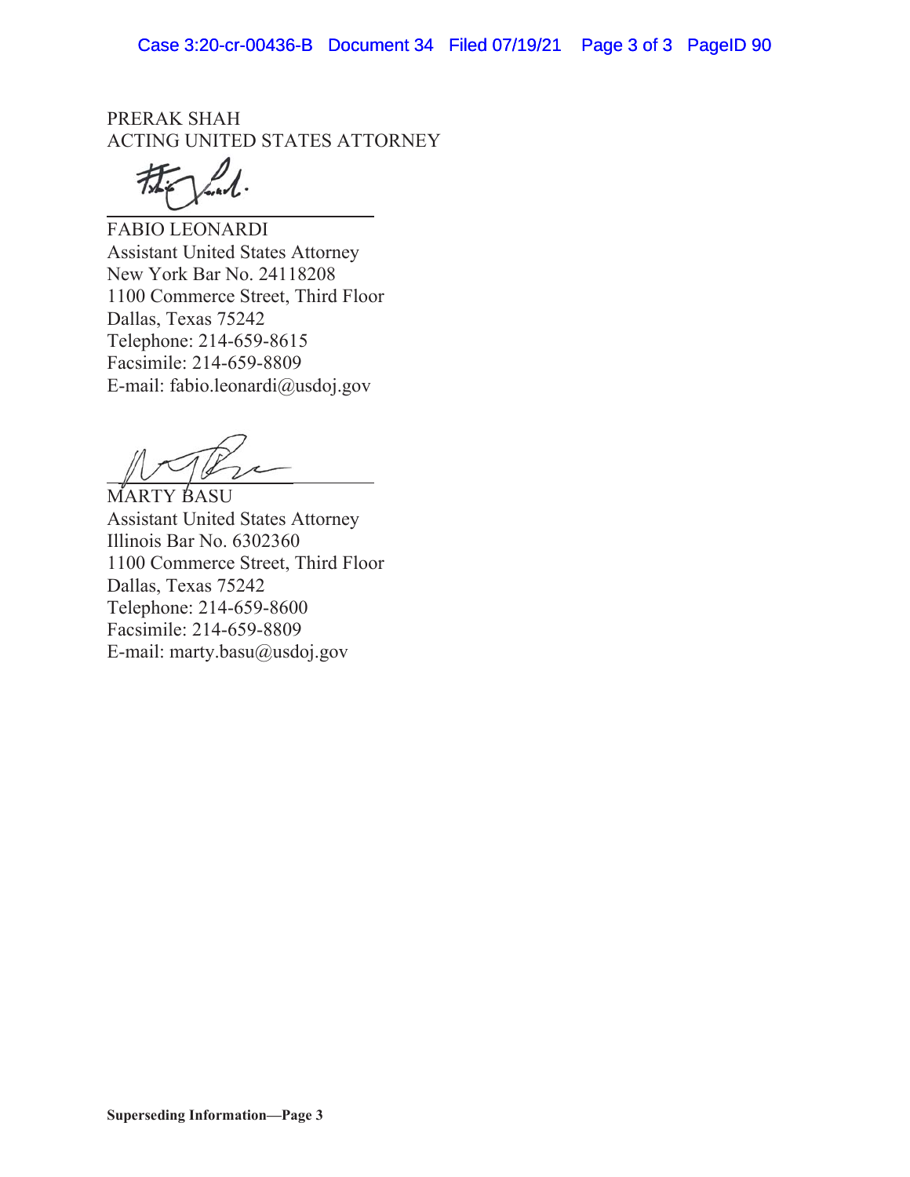PRERAK SHAH
ACTING UNITED STATES ATTORNEY

FABIO LEONARDI
Assistant United States Attorney
New York Bar No. 24118208
1100 Commerce Street, Third Floor
Dallas, Texas 75242
Telephone: 214-659-8615
Facsimile: 214-659-8809
E-mail: fabio.leonardi@usdoj.gov

MARTY BASU
Assistant United States Attorney
Illinois Bar No. 6302360
1100 Commerce Street, Third Floor
Dallas, Texas 75242
Telephone: 214-659-8600
Facsimile: 214-659-8809
E-mail: marty.basu@usdoj.gov